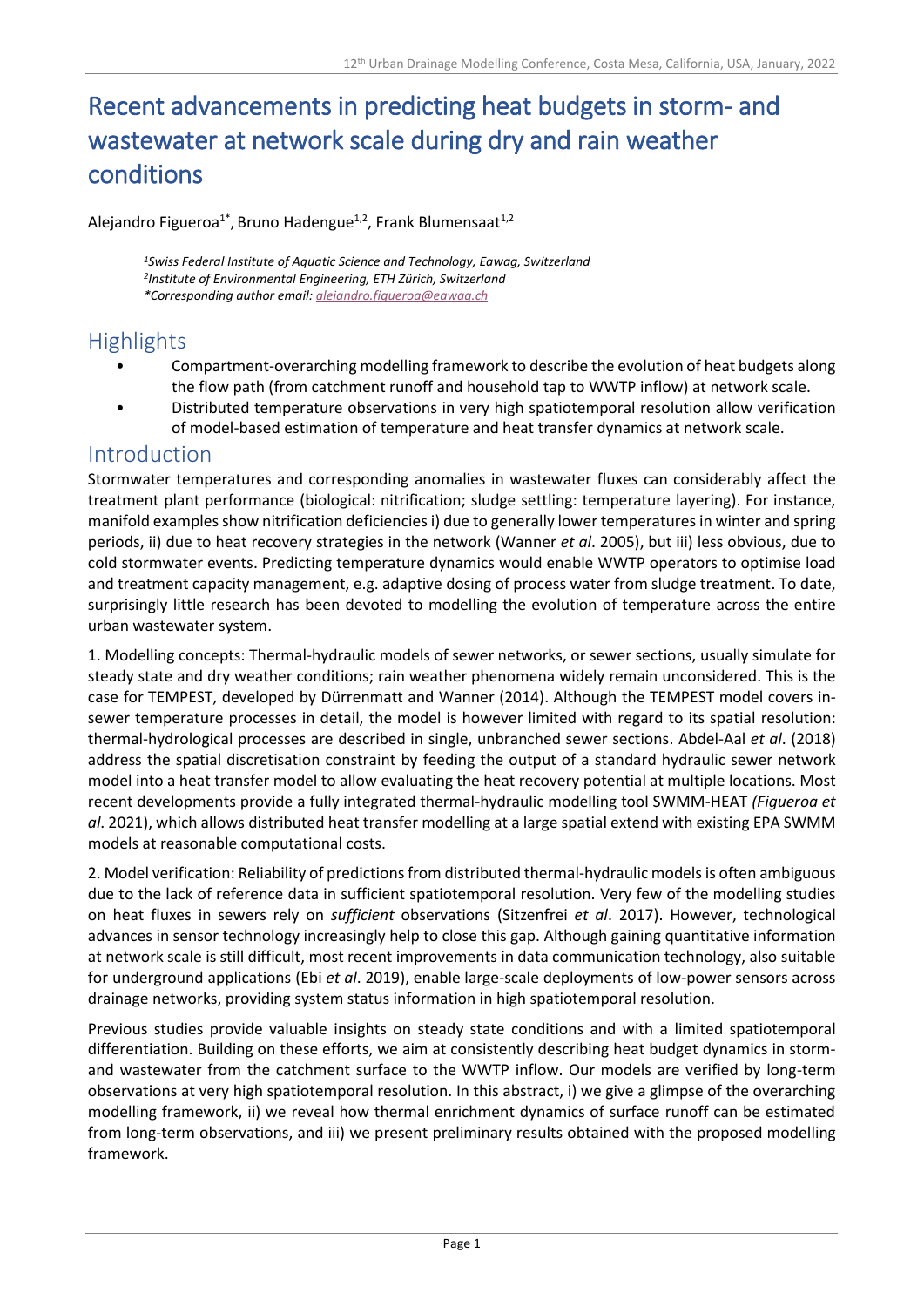# Recent advancements in predicting heat budgets in storm- and wastewater at network scale during dry and rain weather conditions

Alejandro Figueroa[1*], Bruno Hadengue[1,2], Frank Blumensaat[1,2]

*[1]Swiss Federal Institute of Aquatic Science and Technology, Eawag, Switzerland*
*[2]Institute of Environmental Engineering, ETH Zürich, Switzerland*
*\*Corresponding author email: alejandro.figueroa@eawag.ch*

## Highlights

- Compartment-overarching modelling framework to describe the evolution of heat budgets along the flow path (from catchment runoff and household tap to WWTP inflow) at network scale.
- Distributed temperature observations in very high spatiotemporal resolution allow verification of model-based estimation of temperature and heat transfer dynamics at network scale.

## Introduction

Stormwater temperatures and corresponding anomalies in wastewater fluxes can considerably affect the treatment plant performance (biological: nitrification; sludge settling: temperature layering). For instance, manifold examples show nitrification deficiencies i) due to generally lower temperatures in winter and spring periods, ii) due to heat recovery strategies in the network (Wanner *et al*. 2005), but iii) less obvious, due to cold stormwater events. Predicting temperature dynamics would enable WWTP operators to optimise load and treatment capacity management, e.g. adaptive dosing of process water from sludge treatment. To date, surprisingly little research has been devoted to modelling the evolution of temperature across the entire urban wastewater system.

1. Modelling concepts: Thermal-hydraulic models of sewer networks, or sewer sections, usually simulate for steady state and dry weather conditions; rain weather phenomena widely remain unconsidered. This is the case for TEMPEST, developed by Dürrenmatt and Wanner (2014). Although the TEMPEST model covers in-sewer temperature processes in detail, the model is however limited with regard to its spatial resolution: thermal-hydrological processes are described in single, unbranched sewer sections. Abdel-Aal *et al*. (2018) address the spatial discretisation constraint by feeding the output of a standard hydraulic sewer network model into a heat transfer model to allow evaluating the heat recovery potential at multiple locations. Most recent developments provide a fully integrated thermal-hydraulic modelling tool SWMM-HEAT *(Figueroa et al*. 2021), which allows distributed heat transfer modelling at a large spatial extend with existing EPA SWMM models at reasonable computational costs.

2. Model verification: Reliability of predictions from distributed thermal-hydraulic models is often ambiguous due to the lack of reference data in sufficient spatiotemporal resolution. Very few of the modelling studies on heat fluxes in sewers rely on *sufficient* observations (Sitzenfrei *et al*. 2017). However, technological advances in sensor technology increasingly help to close this gap. Although gaining quantitative information at network scale is still difficult, most recent improvements in data communication technology, also suitable for underground applications (Ebi *et al*. 2019), enable large-scale deployments of low-power sensors across drainage networks, providing system status information in high spatiotemporal resolution.

Previous studies provide valuable insights on steady state conditions and with a limited spatiotemporal differentiation. Building on these efforts, we aim at consistently describing heat budget dynamics in storm- and wastewater from the catchment surface to the WWTP inflow. Our models are verified by long-term observations at very high spatiotemporal resolution. In this abstract, i) we give a glimpse of the overarching modelling framework, ii) we reveal how thermal enrichment dynamics of surface runoff can be estimated from long-term observations, and iii) we present preliminary results obtained with the proposed modelling framework.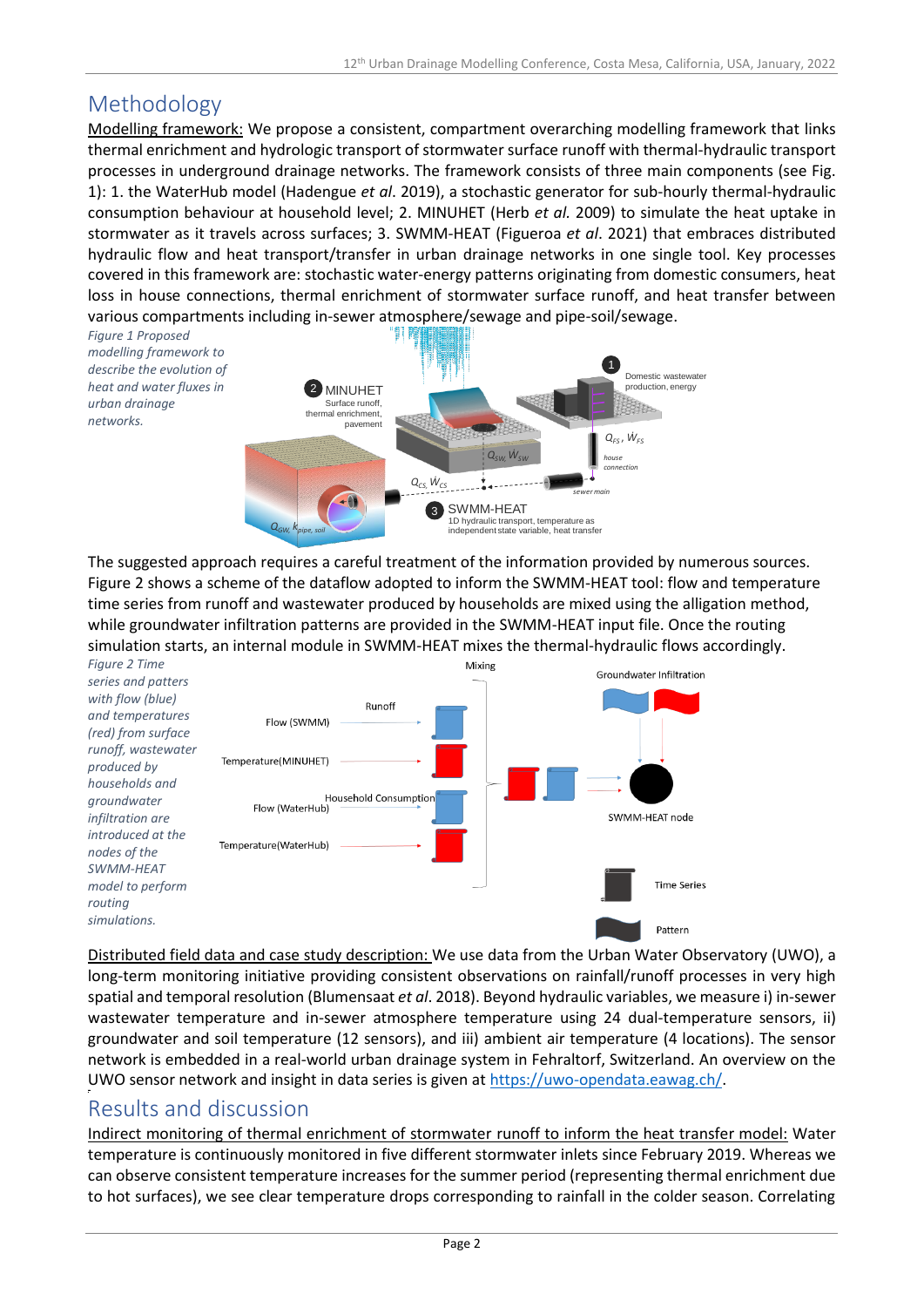# Methodology

Modelling framework: We propose a consistent, compartment overarching modelling framework that links thermal enrichment and hydrologic transport of stormwater surface runoff with thermal-hydraulic transport processes in underground drainage networks. The framework consists of three main components (see Fig. 1): 1. the WaterHub model (Hadengue *et al*. 2019), a stochastic generator for sub-hourly thermal-hydraulic consumption behaviour at household level; 2. MINUHET (Herb *et al.* 2009) to simulate the heat uptake in stormwater as it travels across surfaces; 3. SWMM-HEAT (Figueroa *et al*. 2021) that embraces distributed hydraulic flow and heat transport/transfer in urban drainage networks in one single tool. Key processes covered in this framework are: stochastic water-energy patterns originating from domestic consumers, heat loss in house connections, thermal enrichment of stormwater surface runoff, and heat transfer between various compartments including in-sewer atmosphere/sewage and pipe-soil/sewage.

*Figure 1 Proposed modelling framework to describe the evolution of heat and water fluxes in urban drainage networks.*

The suggested approach requires a careful treatment of the information provided by numerous sources. Figure 2 shows a scheme of the dataflow adopted to inform the SWMM-HEAT tool: flow and temperature time series from runoff and wastewater produced by households are mixed using the alligation method, while groundwater infiltration patterns are provided in the SWMM-HEAT input file. Once the routing simulation starts, an internal module in SWMM-HEAT mixes the thermal-hydraulic flows accordingly.

*Figure 2 Time series and patters with flow (blue) and temperatures (red) from surface runoff, wastewater produced by households and groundwater infiltration are introduced at the nodes of the SWMM-HEAT model to perform routing simulations.*

Distributed field data and case study description: We use data from the Urban Water Observatory (UWO), a long-term monitoring initiative providing consistent observations on rainfall/runoff processes in very high spatial and temporal resolution (Blumensaat *et al*. 2018). Beyond hydraulic variables, we measure i) in-sewer wastewater temperature and in-sewer atmosphere temperature using 24 dual-temperature sensors, ii) groundwater and soil temperature (12 sensors), and iii) ambient air temperature (4 locations). The sensor network is embedded in a real-world urban drainage system in Fehraltorf, Switzerland. An overview on the UWO sensor network and insight in data series is given at https://uwo-opendata.eawag.ch/.

# Results and discussion

Indirect monitoring of thermal enrichment of stormwater runoff to inform the heat transfer model: Water temperature is continuously monitored in five different stormwater inlets since February 2019. Whereas we can observe consistent temperature increases for the summer period (representing thermal enrichment due to hot surfaces), we see clear temperature drops corresponding to rainfall in the colder season. Correlating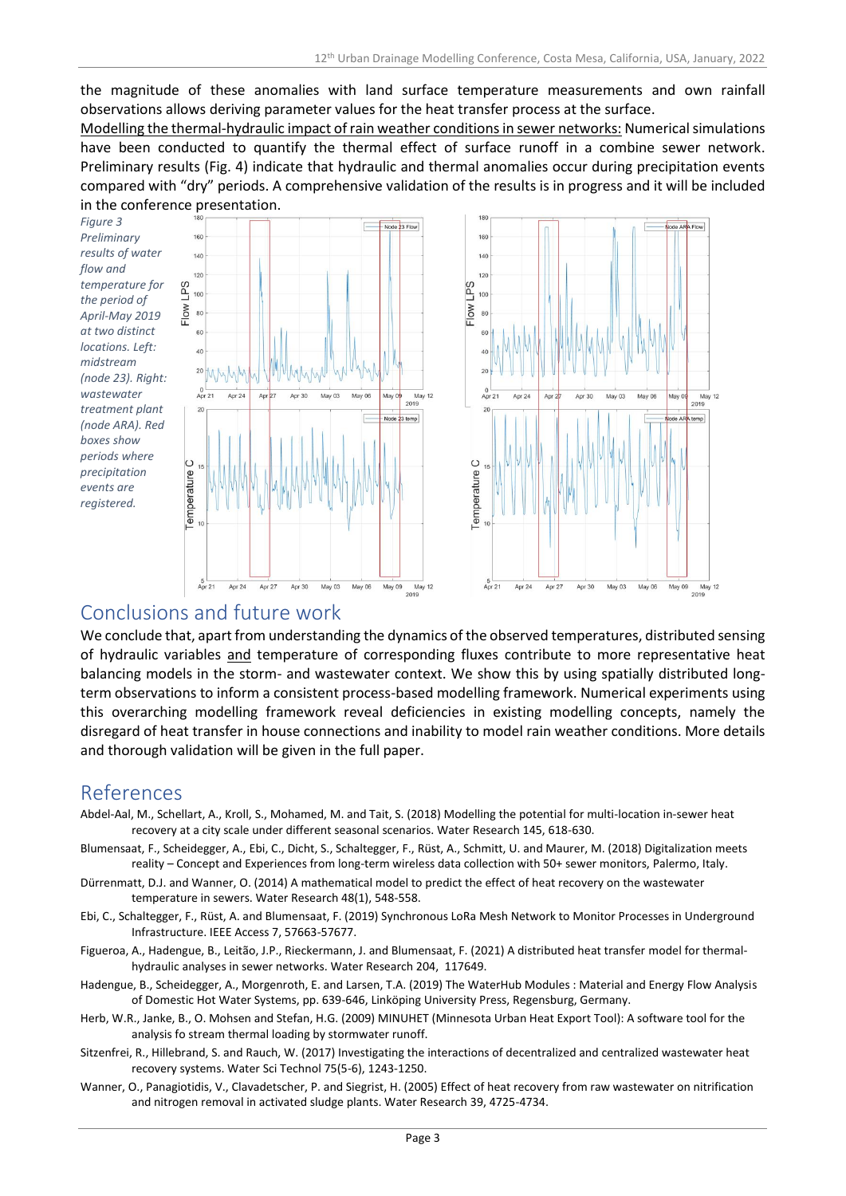the magnitude of these anomalies with land surface temperature measurements and own rainfall observations allows deriving parameter values for the heat transfer process at the surface.

Modelling the thermal-hydraulic impact of rain weather conditions in sewer networks: Numerical simulations have been conducted to quantify the thermal effect of surface runoff in a combine sewer network. Preliminary results (Fig. 4) indicate that hydraulic and thermal anomalies occur during precipitation events compared with "dry" periods. A comprehensive validation of the results is in progress and it will be included in the conference presentation.

Flow LPS
Node 23 Flow
Node ARA Flow
Temperature C
Node 23 temp
Node ARA temp
Apr 21 Apr 24 Apr 27 Apr 30 May 03 May 06 May 09 May 12
2019

*Figure 3 Preliminary results of water flow and temperature for the period of April-May 2019 at two distinct locations. Left: midstream (node 23). Right: wastewater treatment plant (node ARA). Red boxes show periods where precipitation events are registered.*

## Conclusions and future work

We conclude that, apart from understanding the dynamics of the observed temperatures, distributed sensing of hydraulic variables and temperature of corresponding fluxes contribute to more representative heat balancing models in the storm- and wastewater context. We show this by using spatially distributed long-term observations to inform a consistent process-based modelling framework. Numerical experiments using this overarching modelling framework reveal deficiencies in existing modelling concepts, namely the disregard of heat transfer in house connections and inability to model rain weather conditions. More details and thorough validation will be given in the full paper.

## References

Abdel-Aal, M., Schellart, A., Kroll, S., Mohamed, M. and Tait, S. (2018) Modelling the potential for multi-location in-sewer heat recovery at a city scale under different seasonal scenarios. Water Research 145, 618-630.

Blumensaat, F., Scheidegger, A., Ebi, C., Dicht, S., Schaltegger, F., Rüst, A., Schmitt, U. and Maurer, M. (2018) Digitalization meets reality – Concept and Experiences from long-term wireless data collection with 50+ sewer monitors, Palermo, Italy.

Dürrenmatt, D.J. and Wanner, O. (2014) A mathematical model to predict the effect of heat recovery on the wastewater temperature in sewers. Water Research 48(1), 548-558.

Ebi, C., Schaltegger, F., Rüst, A. and Blumensaat, F. (2019) Synchronous LoRa Mesh Network to Monitor Processes in Underground Infrastructure. IEEE Access 7, 57663-57677.

Figueroa, A., Hadengue, B., Leitão, J.P., Rieckermann, J. and Blumensaat, F. (2021) A distributed heat transfer model for thermal-hydraulic analyses in sewer networks. Water Research 204, 117649.

Hadengue, B., Scheidegger, A., Morgenroth, E. and Larsen, T.A. (2019) The WaterHub Modules : Material and Energy Flow Analysis of Domestic Hot Water Systems, pp. 639-646, Linköping University Press, Regensburg, Germany.

Herb, W.R., Janke, B., O. Mohsen and Stefan, H.G. (2009) MINUHET (Minnesota Urban Heat Export Tool): A software tool for the analysis fo stream thermal loading by stormwater runoff.

Sitzenfrei, R., Hillebrand, S. and Rauch, W. (2017) Investigating the interactions of decentralized and centralized wastewater heat recovery systems. Water Sci Technol 75(5-6), 1243-1250.

Wanner, O., Panagiotidis, V., Clavadetscher, P. and Siegrist, H. (2005) Effect of heat recovery from raw wastewater on nitrification and nitrogen removal in activated sludge plants. Water Research 39, 4725-4734.